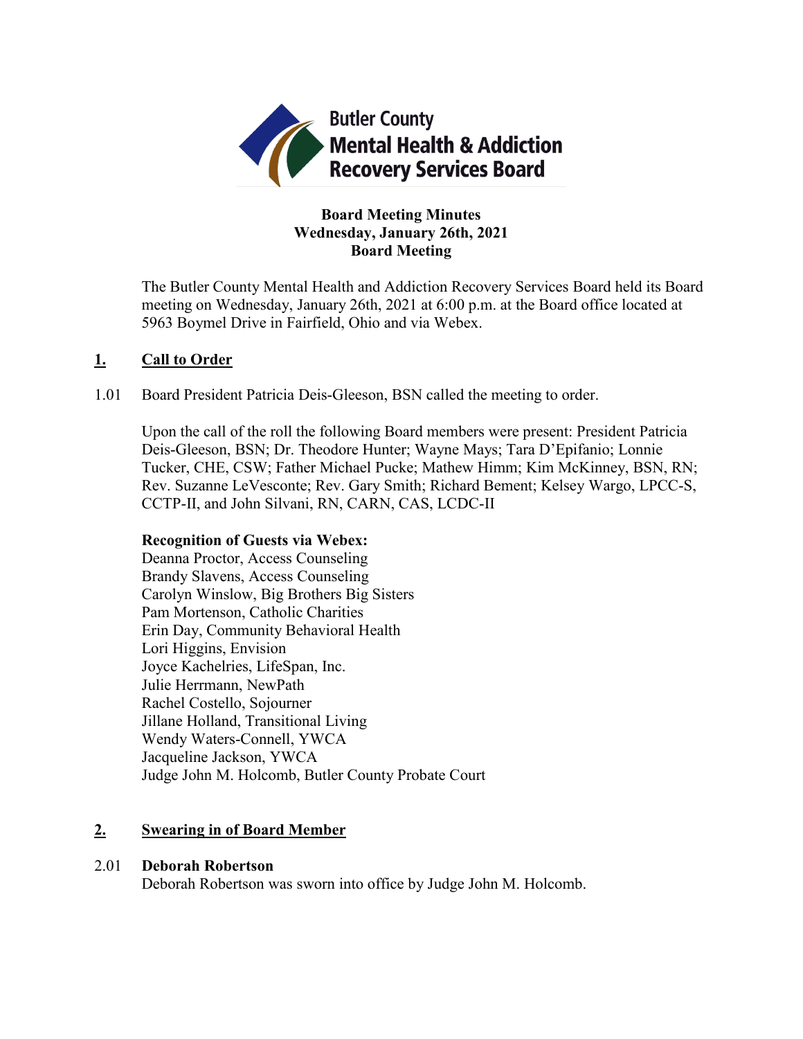**Butler County Mental Health & Addiction Recovery Services Board**

**Board Meeting Minutes**
**Wednesday, January 26th, 2021**
**Board Meeting**

The Butler County Mental Health and Addiction Recovery Services Board held its Board meeting on Wednesday, January 26th, 2021 at 6:00 p.m. at the Board office located at 5963 Boymel Drive in Fairfield, Ohio and via Webex.

## 1. Call to Order

1.01 Board President Patricia Deis-Gleeson, BSN called the meeting to order.

Upon the call of the roll the following Board members were present: President Patricia Deis-Gleeson, BSN; Dr. Theodore Hunter; Wayne Mays; Tara D'Epifanio; Lonnie Tucker, CHE, CSW; Father Michael Pucke; Mathew Himm; Kim McKinney, BSN, RN; Rev. Suzanne LeVesconte; Rev. Gary Smith; Richard Bement; Kelsey Wargo, LPCC-S, CCTP-II, and John Silvani, RN, CARN, CAS, LCDC-II

**Recognition of Guests via Webex:**
Deanna Proctor, Access Counseling
Brandy Slavens, Access Counseling
Carolyn Winslow, Big Brothers Big Sisters
Pam Mortenson, Catholic Charities
Erin Day, Community Behavioral Health
Lori Higgins, Envision
Joyce Kachelries, LifeSpan, Inc.
Julie Herrmann, NewPath
Rachel Costello, Sojourner
Jillane Holland, Transitional Living
Wendy Waters-Connell, YWCA
Jacqueline Jackson, YWCA
Judge John M. Holcomb, Butler County Probate Court

## 2. Swearing in of Board Member

2.01 **Deborah Robertson**
Deborah Robertson was sworn into office by Judge John M. Holcomb.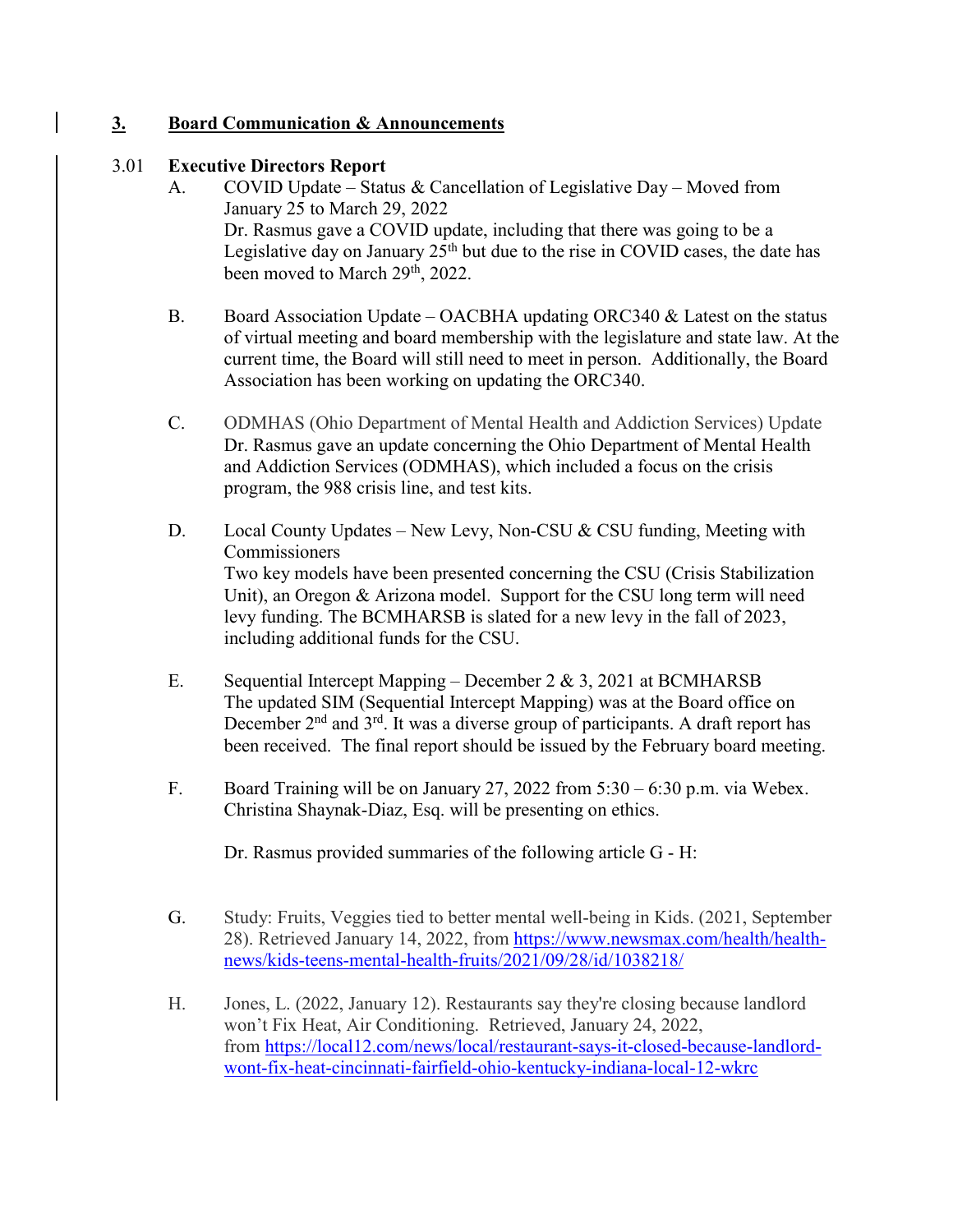## 3. Board Communication & Announcements

### 3.01 Executive Directors Report

A. COVID Update – Status & Cancellation of Legislative Day – Moved from January 25 to March 29, 2022
Dr. Rasmus gave a COVID update, including that there was going to be a Legislative day on January 25th but due to the rise in COVID cases, the date has been moved to March 29th, 2022.

B. Board Association Update – OACBHA updating ORC340 & Latest on the status of virtual meeting and board membership with the legislature and state law. At the current time, the Board will still need to meet in person. Additionally, the Board Association has been working on updating the ORC340.

C. ODMHAS (Ohio Department of Mental Health and Addiction Services) Update
Dr. Rasmus gave an update concerning the Ohio Department of Mental Health and Addiction Services (ODMHAS), which included a focus on the crisis program, the 988 crisis line, and test kits.

D. Local County Updates – New Levy, Non-CSU & CSU funding, Meeting with Commissioners
Two key models have been presented concerning the CSU (Crisis Stabilization Unit), an Oregon & Arizona model. Support for the CSU long term will need levy funding. The BCMHARSB is slated for a new levy in the fall of 2023, including additional funds for the CSU.

E. Sequential Intercept Mapping – December 2 & 3, 2021 at BCMHARSB
The updated SIM (Sequential Intercept Mapping) was at the Board office on December 2nd and 3rd. It was a diverse group of participants. A draft report has been received. The final report should be issued by the February board meeting.

F. Board Training will be on January 27, 2022 from 5:30 – 6:30 p.m. via Webex. Christina Shaynak-Diaz, Esq. will be presenting on ethics.

Dr. Rasmus provided summaries of the following article G - H:

G. Study: Fruits, Veggies tied to better mental well-being in Kids. (2021, September 28). Retrieved January 14, 2022, from https://www.newsmax.com/health/health-news/kids-teens-mental-health-fruits/2021/09/28/id/1038218/

H. Jones, L. (2022, January 12). Restaurants say they're closing because landlord won't Fix Heat, Air Conditioning. Retrieved, January 24, 2022, from https://local12.com/news/local/restaurant-says-it-closed-because-landlord-wont-fix-heat-cincinnati-fairfield-ohio-kentucky-indiana-local-12-wkrc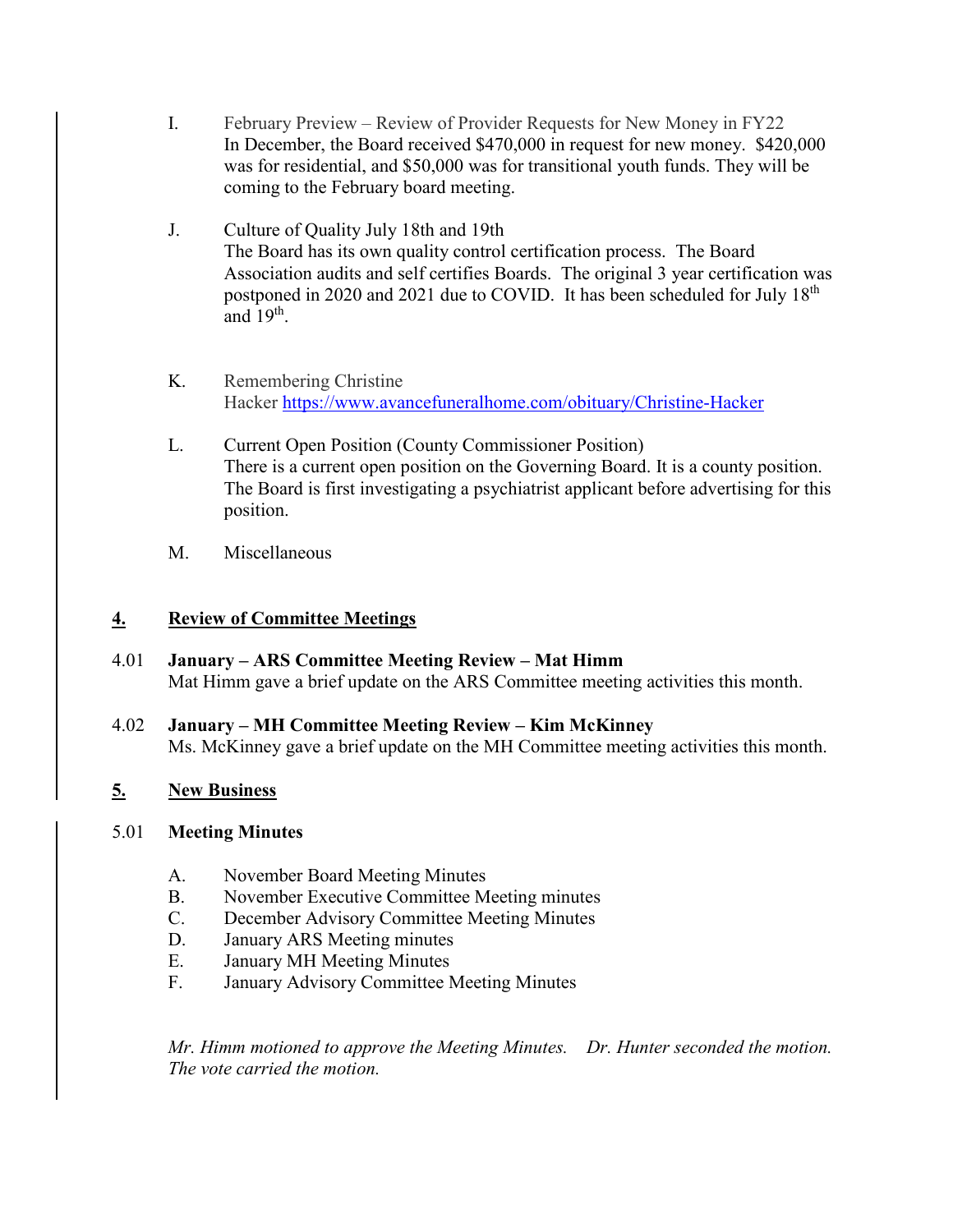I. February Preview – Review of Provider Requests for New Money in FY22
In December, the Board received $470,000 in request for new money. $420,000 was for residential, and $50,000 was for transitional youth funds. They will be coming to the February board meeting.

J. Culture of Quality July 18th and 19th
The Board has its own quality control certification process. The Board Association audits and self certifies Boards. The original 3 year certification was postponed in 2020 and 2021 due to COVID. It has been scheduled for July 18th and 19th.

K. Remembering Christine
Hacker https://www.avancefuneralhome.com/obituary/Christine-Hacker

L. Current Open Position (County Commissioner Position)
There is a current open position on the Governing Board. It is a county position. The Board is first investigating a psychiatrist applicant before advertising for this position.

M. Miscellaneous

## 4. Review of Committee Meetings

**4.01 January – ARS Committee Meeting Review – Mat Himm**
Mat Himm gave a brief update on the ARS Committee meeting activities this month.

**4.02 January – MH Committee Meeting Review – Kim McKinney**
Ms. McKinney gave a brief update on the MH Committee meeting activities this month.

## 5. New Business

**5.01 Meeting Minutes**

A. November Board Meeting Minutes
B. November Executive Committee Meeting minutes
C. December Advisory Committee Meeting Minutes
D. January ARS Meeting minutes
E. January MH Meeting Minutes
F. January Advisory Committee Meeting Minutes

*Mr. Himm motioned to approve the Meeting Minutes. Dr. Hunter seconded the motion. The vote carried the motion.*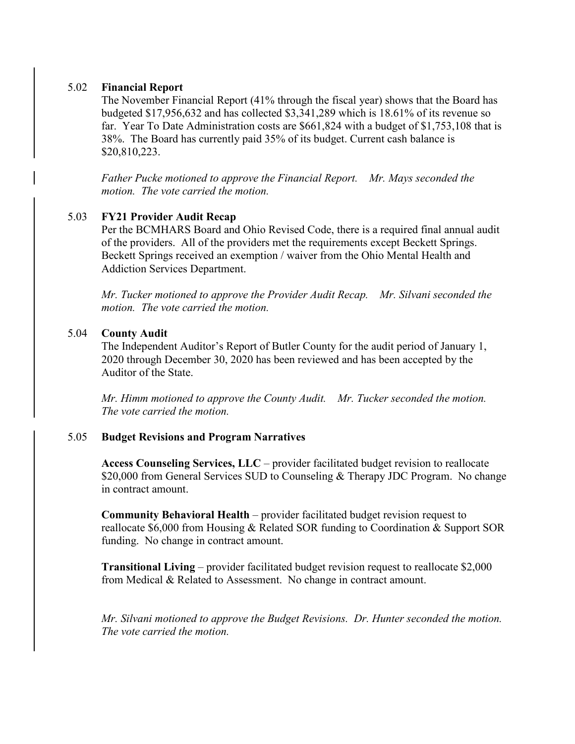### 5.02 **Financial Report**

The November Financial Report (41% through the fiscal year) shows that the Board has budgeted $17,956,632 and has collected $3,341,289 which is 18.61% of its revenue so far. Year To Date Administration costs are $661,824 with a budget of $1,753,108 that is 38%. The Board has currently paid 35% of its budget. Current cash balance is $20,810,223.

*Father Pucke motioned to approve the Financial Report. Mr. Mays seconded the motion. The vote carried the motion.*

### 5.03 **FY21 Provider Audit Recap**

Per the BCMHARS Board and Ohio Revised Code, there is a required final annual audit of the providers. All of the providers met the requirements except Beckett Springs. Beckett Springs received an exemption / waiver from the Ohio Mental Health and Addiction Services Department.

*Mr. Tucker motioned to approve the Provider Audit Recap. Mr. Silvani seconded the motion. The vote carried the motion.*

### 5.04 **County Audit**

The Independent Auditor's Report of Butler County for the audit period of January 1, 2020 through December 30, 2020 has been reviewed and has been accepted by the Auditor of the State.

*Mr. Himm motioned to approve the County Audit. Mr. Tucker seconded the motion. The vote carried the motion.*

### 5.05 **Budget Revisions and Program Narratives**

**Access Counseling Services, LLC** – provider facilitated budget revision to reallocate $20,000 from General Services SUD to Counseling & Therapy JDC Program. No change in contract amount.

**Community Behavioral Health** – provider facilitated budget revision request to reallocate $6,000 from Housing & Related SOR funding to Coordination & Support SOR funding. No change in contract amount.

**Transitional Living** – provider facilitated budget revision request to reallocate $2,000 from Medical & Related to Assessment. No change in contract amount.

*Mr. Silvani motioned to approve the Budget Revisions. Dr. Hunter seconded the motion. The vote carried the motion.*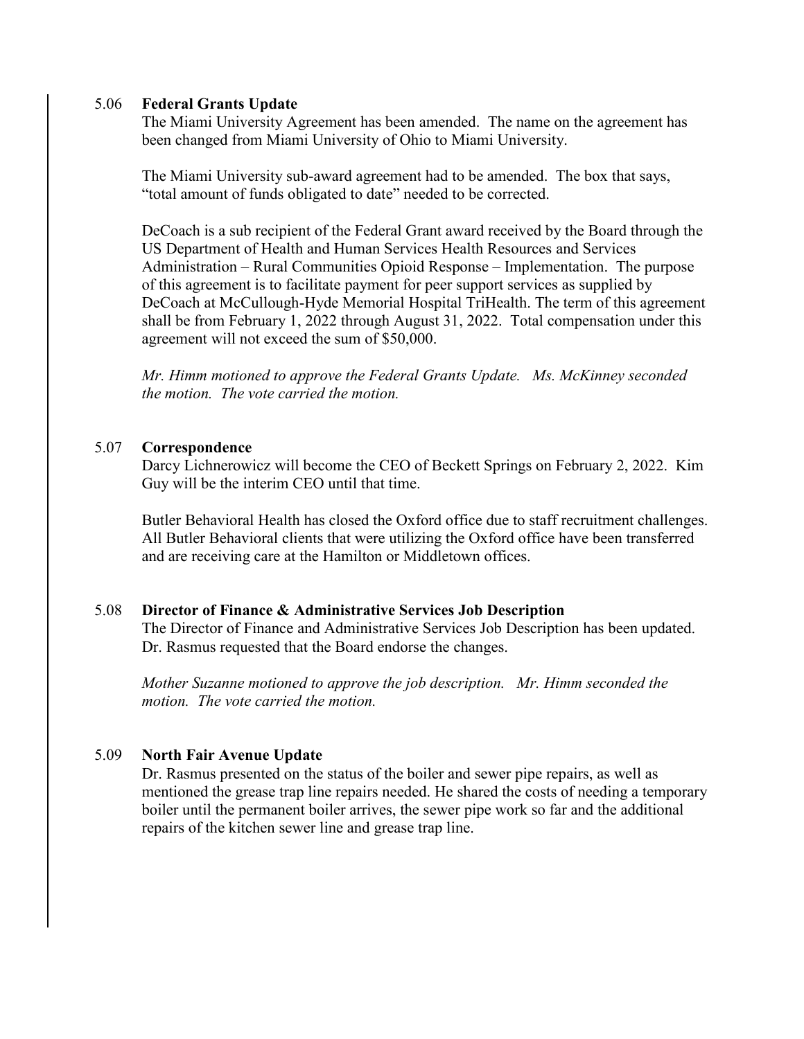## 5.06 **Federal Grants Update**

The Miami University Agreement has been amended. The name on the agreement has been changed from Miami University of Ohio to Miami University.

The Miami University sub-award agreement had to be amended. The box that says, "total amount of funds obligated to date" needed to be corrected.

DeCoach is a sub recipient of the Federal Grant award received by the Board through the US Department of Health and Human Services Health Resources and Services Administration – Rural Communities Opioid Response – Implementation. The purpose of this agreement is to facilitate payment for peer support services as supplied by DeCoach at McCullough-Hyde Memorial Hospital TriHealth. The term of this agreement shall be from February 1, 2022 through August 31, 2022. Total compensation under this agreement will not exceed the sum of $50,000.

*Mr. Himm motioned to approve the Federal Grants Update. Ms. McKinney seconded the motion. The vote carried the motion.*

## 5.07 **Correspondence**

Darcy Lichnerowicz will become the CEO of Beckett Springs on February 2, 2022. Kim Guy will be the interim CEO until that time.

Butler Behavioral Health has closed the Oxford office due to staff recruitment challenges. All Butler Behavioral clients that were utilizing the Oxford office have been transferred and are receiving care at the Hamilton or Middletown offices.

## 5.08 **Director of Finance & Administrative Services Job Description**

The Director of Finance and Administrative Services Job Description has been updated. Dr. Rasmus requested that the Board endorse the changes.

*Mother Suzanne motioned to approve the job description. Mr. Himm seconded the motion. The vote carried the motion.*

## 5.09 **North Fair Avenue Update**

Dr. Rasmus presented on the status of the boiler and sewer pipe repairs, as well as mentioned the grease trap line repairs needed. He shared the costs of needing a temporary boiler until the permanent boiler arrives, the sewer pipe work so far and the additional repairs of the kitchen sewer line and grease trap line.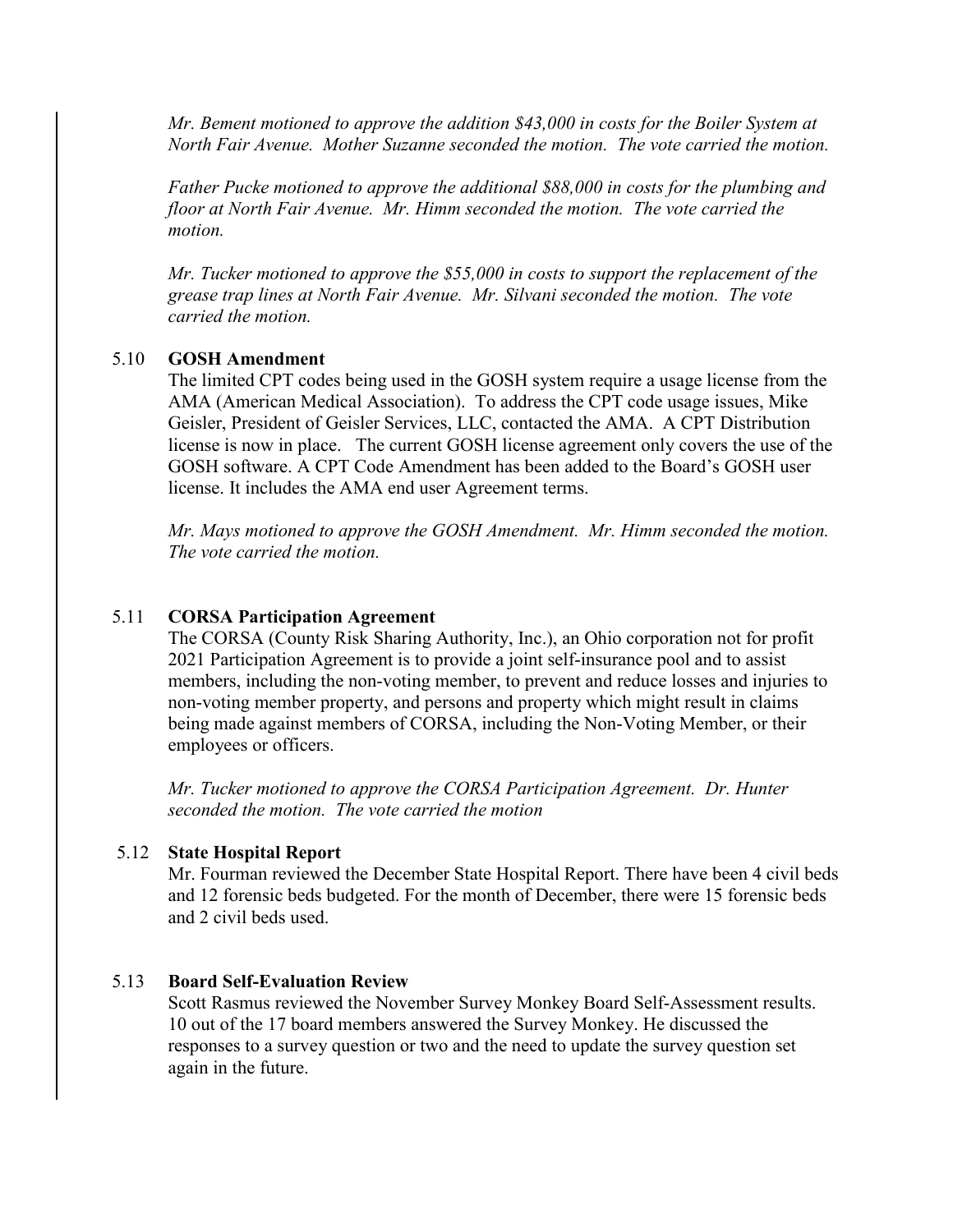*Mr. Bement motioned to approve the addition $43,000 in costs for the Boiler System at North Fair Avenue. Mother Suzanne seconded the motion. The vote carried the motion.*

*Father Pucke motioned to approve the additional $88,000 in costs for the plumbing and floor at North Fair Avenue. Mr. Himm seconded the motion. The vote carried the motion.*

*Mr. Tucker motioned to approve the $55,000 in costs to support the replacement of the grease trap lines at North Fair Avenue. Mr. Silvani seconded the motion. The vote carried the motion.*

5.10 **GOSH Amendment**

The limited CPT codes being used in the GOSH system require a usage license from the AMA (American Medical Association). To address the CPT code usage issues, Mike Geisler, President of Geisler Services, LLC, contacted the AMA. A CPT Distribution license is now in place. The current GOSH license agreement only covers the use of the GOSH software. A CPT Code Amendment has been added to the Board's GOSH user license. It includes the AMA end user Agreement terms.

*Mr. Mays motioned to approve the GOSH Amendment. Mr. Himm seconded the motion. The vote carried the motion.*

5.11 **CORSA Participation Agreement**

The CORSA (County Risk Sharing Authority, Inc.), an Ohio corporation not for profit 2021 Participation Agreement is to provide a joint self-insurance pool and to assist members, including the non-voting member, to prevent and reduce losses and injuries to non-voting member property, and persons and property which might result in claims being made against members of CORSA, including the Non-Voting Member, or their employees or officers.

*Mr. Tucker motioned to approve the CORSA Participation Agreement. Dr. Hunter seconded the motion. The vote carried the motion*

5.12 **State Hospital Report**

Mr. Fourman reviewed the December State Hospital Report. There have been 4 civil beds and 12 forensic beds budgeted. For the month of December, there were 15 forensic beds and 2 civil beds used.

5.13 **Board Self-Evaluation Review**

Scott Rasmus reviewed the November Survey Monkey Board Self-Assessment results. 10 out of the 17 board members answered the Survey Monkey. He discussed the responses to a survey question or two and the need to update the survey question set again in the future.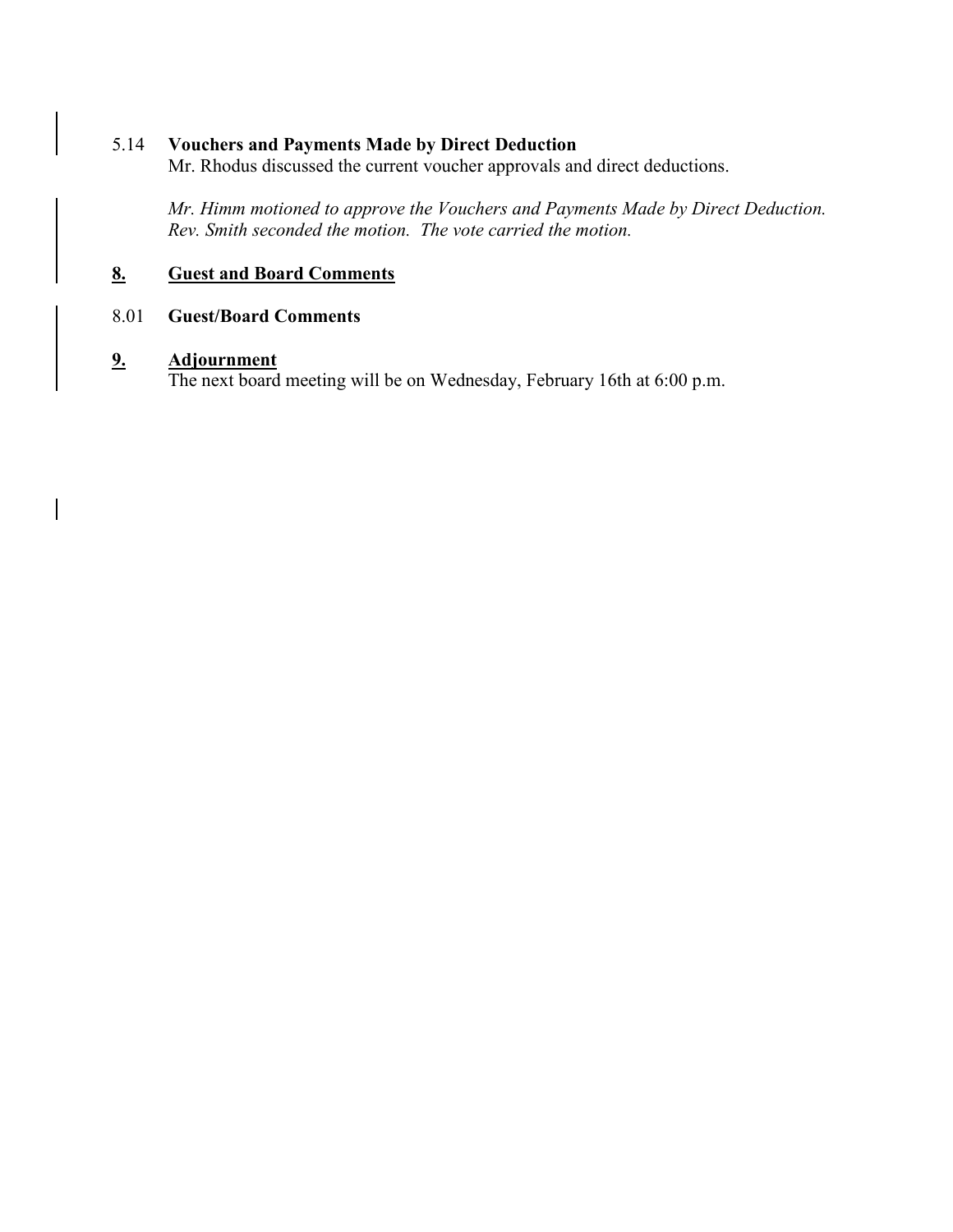5.14 **Vouchers and Payments Made by Direct Deduction**

Mr. Rhodus discussed the current voucher approvals and direct deductions.

*Mr. Himm motioned to approve the Vouchers and Payments Made by Direct Deduction. Rev. Smith seconded the motion. The vote carried the motion.*

## **8. Guest and Board Comments**

8.01 **Guest/Board Comments**

## **9. Adjournment**

The next board meeting will be on Wednesday, February 16th at 6:00 p.m.